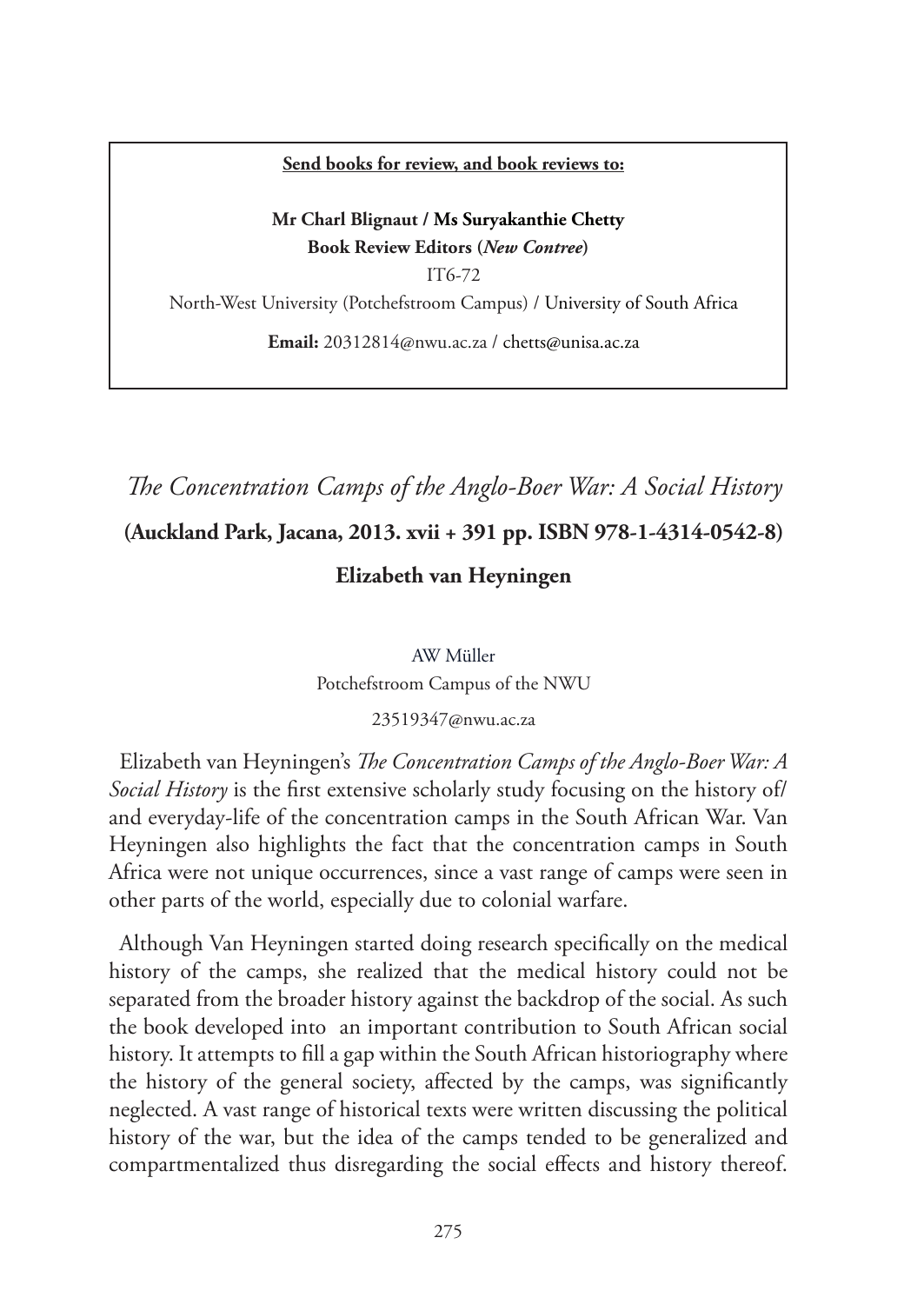**Send books for review, and book reviews to:**

**Mr Charl Blignaut / Ms Suryakanthie Chetty**
**Book Review Editors (*New Contree*)**
IT6-72
North-West University (Potchefstroom Campus) / University of South Africa
**Email:** 20312814@nwu.ac.za / chetts@unisa.ac.za

# *The Concentration Camps of the Anglo-Boer War: A Social History*

**(Auckland Park, Jacana, 2013. xvii + 391 pp. ISBN 978-1-4314-0542-8)**

**Elizabeth van Heyningen**

AW Müller
Potchefstroom Campus of the NWU
23519347@nwu.ac.za

Elizabeth van Heyningen's *The Concentration Camps of the Anglo-Boer War: A Social History* is the first extensive scholarly study focusing on the history of/ and everyday-life of the concentration camps in the South African War. Van Heyningen also highlights the fact that the concentration camps in South Africa were not unique occurrences, since a vast range of camps were seen in other parts of the world, especially due to colonial warfare.

Although Van Heyningen started doing research specifically on the medical history of the camps, she realized that the medical history could not be separated from the broader history against the backdrop of the social. As such the book developed into an important contribution to South African social history. It attempts to fill a gap within the South African historiography where the history of the general society, affected by the camps, was significantly neglected. A vast range of historical texts were written discussing the political history of the war, but the idea of the camps tended to be generalized and compartmentalized thus disregarding the social effects and history thereof.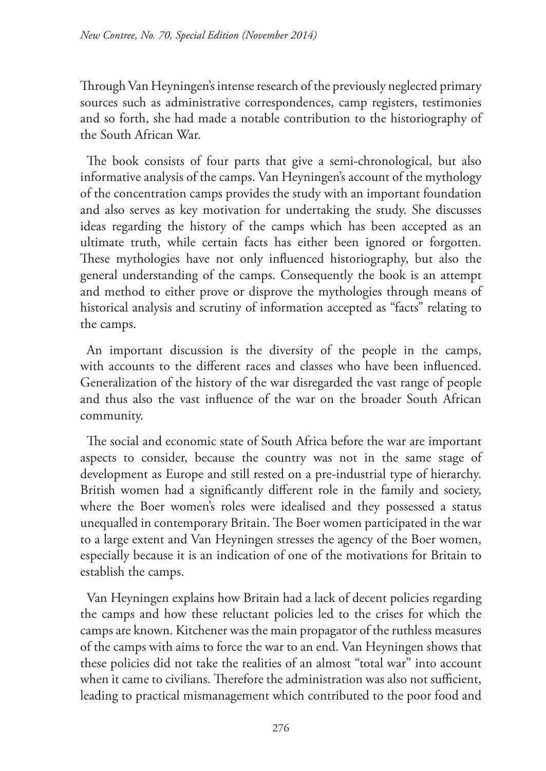Through Van Heyningen's intense research of the previously neglected primary sources such as administrative correspondences, camp registers, testimonies and so forth, she had made a notable contribution to the historiography of the South African War.

The book consists of four parts that give a semi-chronological, but also informative analysis of the camps. Van Heyningen's account of the mythology of the concentration camps provides the study with an important foundation and also serves as key motivation for undertaking the study. She discusses ideas regarding the history of the camps which has been accepted as an ultimate truth, while certain facts has either been ignored or forgotten. These mythologies have not only influenced historiography, but also the general understanding of the camps. Consequently the book is an attempt and method to either prove or disprove the mythologies through means of historical analysis and scrutiny of information accepted as "facts" relating to the camps.

An important discussion is the diversity of the people in the camps, with accounts to the different races and classes who have been influenced. Generalization of the history of the war disregarded the vast range of people and thus also the vast influence of the war on the broader South African community.

The social and economic state of South Africa before the war are important aspects to consider, because the country was not in the same stage of development as Europe and still rested on a pre-industrial type of hierarchy. British women had a significantly different role in the family and society, where the Boer women's roles were idealised and they possessed a status unequalled in contemporary Britain. The Boer women participated in the war to a large extent and Van Heyningen stresses the agency of the Boer women, especially because it is an indication of one of the motivations for Britain to establish the camps.

Van Heyningen explains how Britain had a lack of decent policies regarding the camps and how these reluctant policies led to the crises for which the camps are known. Kitchener was the main propagator of the ruthless measures of the camps with aims to force the war to an end. Van Heyningen shows that these policies did not take the realities of an almost "total war" into account when it came to civilians. Therefore the administration was also not sufficient, leading to practical mismanagement which contributed to the poor food and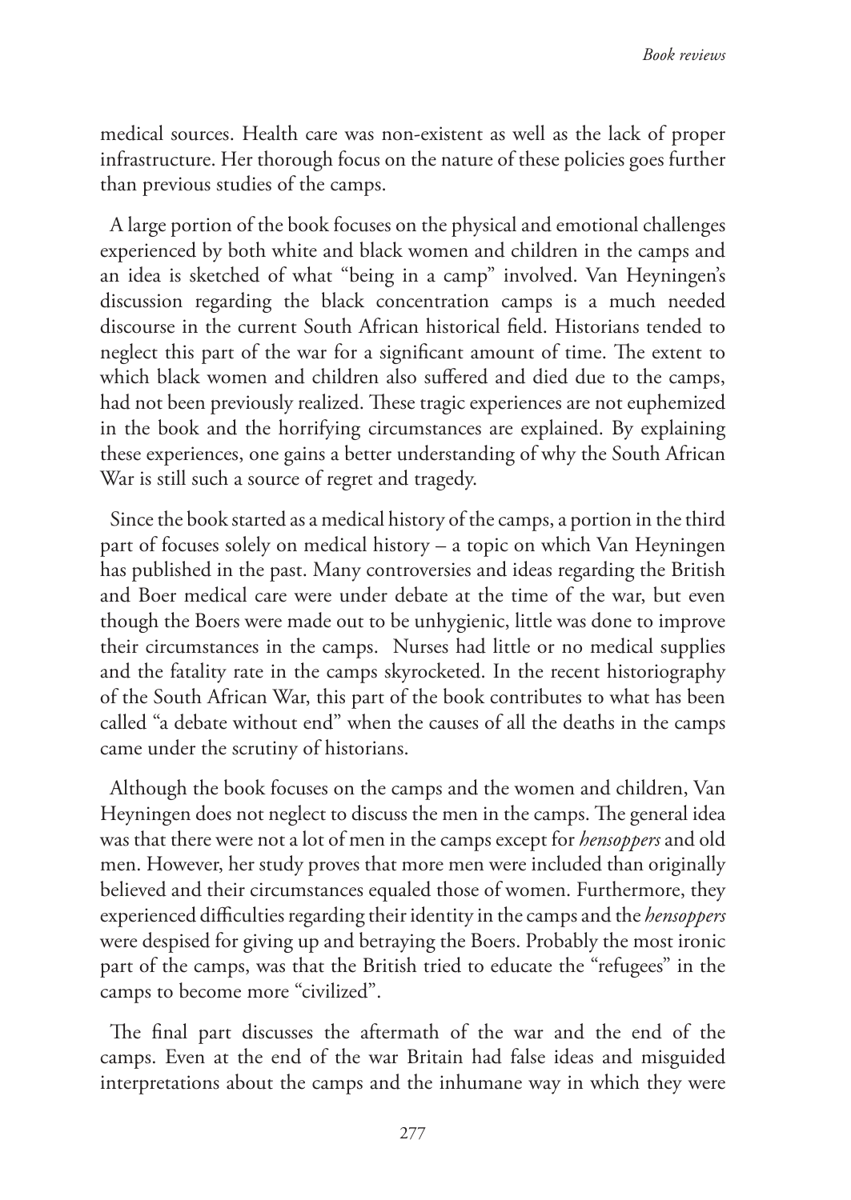medical sources. Health care was non-existent as well as the lack of proper infrastructure. Her thorough focus on the nature of these policies goes further than previous studies of the camps.

A large portion of the book focuses on the physical and emotional challenges experienced by both white and black women and children in the camps and an idea is sketched of what "being in a camp" involved. Van Heyningen's discussion regarding the black concentration camps is a much needed discourse in the current South African historical field. Historians tended to neglect this part of the war for a significant amount of time. The extent to which black women and children also suffered and died due to the camps, had not been previously realized. These tragic experiences are not euphemized in the book and the horrifying circumstances are explained. By explaining these experiences, one gains a better understanding of why the South African War is still such a source of regret and tragedy.

Since the book started as a medical history of the camps, a portion in the third part of focuses solely on medical history – a topic on which Van Heyningen has published in the past. Many controversies and ideas regarding the British and Boer medical care were under debate at the time of the war, but even though the Boers were made out to be unhygienic, little was done to improve their circumstances in the camps. Nurses had little or no medical supplies and the fatality rate in the camps skyrocketed. In the recent historiography of the South African War, this part of the book contributes to what has been called "a debate without end" when the causes of all the deaths in the camps came under the scrutiny of historians.

Although the book focuses on the camps and the women and children, Van Heyningen does not neglect to discuss the men in the camps. The general idea was that there were not a lot of men in the camps except for *hensoppers* and old men. However, her study proves that more men were included than originally believed and their circumstances equaled those of women. Furthermore, they experienced difficulties regarding their identity in the camps and the *hensoppers* were despised for giving up and betraying the Boers. Probably the most ironic part of the camps, was that the British tried to educate the "refugees" in the camps to become more "civilized".

The final part discusses the aftermath of the war and the end of the camps. Even at the end of the war Britain had false ideas and misguided interpretations about the camps and the inhumane way in which they were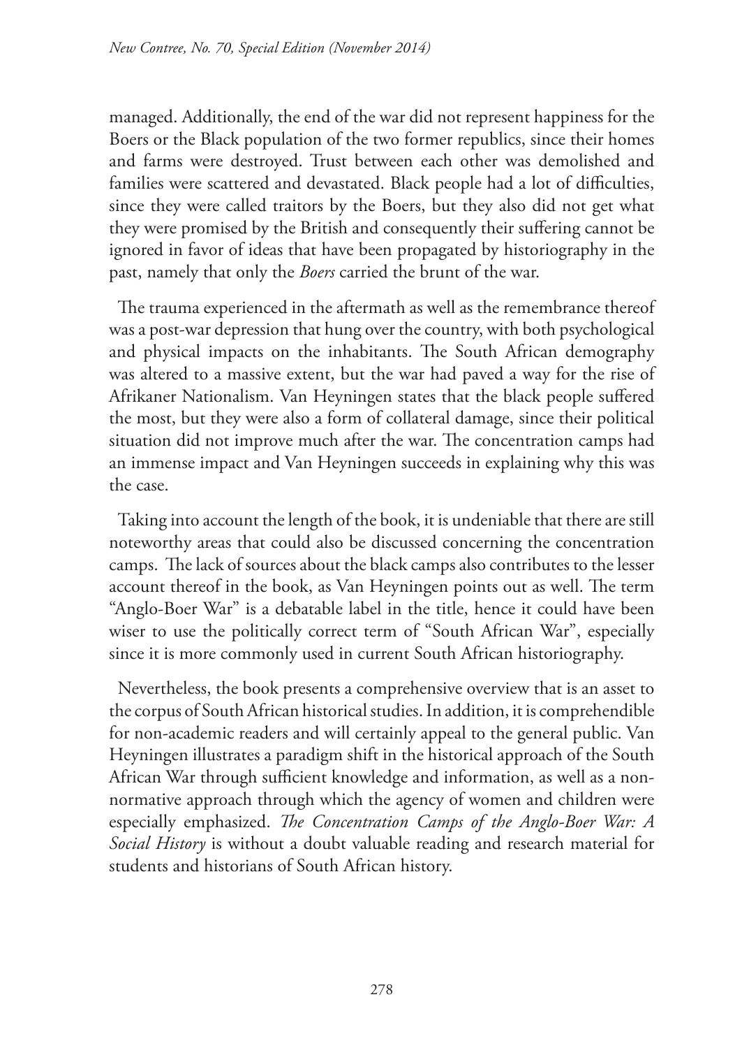managed. Additionally, the end of the war did not represent happiness for the Boers or the Black population of the two former republics, since their homes and farms were destroyed. Trust between each other was demolished and families were scattered and devastated. Black people had a lot of difficulties, since they were called traitors by the Boers, but they also did not get what they were promised by the British and consequently their suffering cannot be ignored in favor of ideas that have been propagated by historiography in the past, namely that only the *Boers* carried the brunt of the war.

The trauma experienced in the aftermath as well as the remembrance thereof was a post-war depression that hung over the country, with both psychological and physical impacts on the inhabitants. The South African demography was altered to a massive extent, but the war had paved a way for the rise of Afrikaner Nationalism. Van Heyningen states that the black people suffered the most, but they were also a form of collateral damage, since their political situation did not improve much after the war. The concentration camps had an immense impact and Van Heyningen succeeds in explaining why this was the case.

Taking into account the length of the book, it is undeniable that there are still noteworthy areas that could also be discussed concerning the concentration camps. The lack of sources about the black camps also contributes to the lesser account thereof in the book, as Van Heyningen points out as well. The term "Anglo-Boer War" is a debatable label in the title, hence it could have been wiser to use the politically correct term of "South African War", especially since it is more commonly used in current South African historiography.

Nevertheless, the book presents a comprehensive overview that is an asset to the corpus of South African historical studies. In addition, it is comprehendible for non-academic readers and will certainly appeal to the general public. Van Heyningen illustrates a paradigm shift in the historical approach of the South African War through sufficient knowledge and information, as well as a non-normative approach through which the agency of women and children were especially emphasized. *The Concentration Camps of the Anglo-Boer War: A Social History* is without a doubt valuable reading and research material for students and historians of South African history.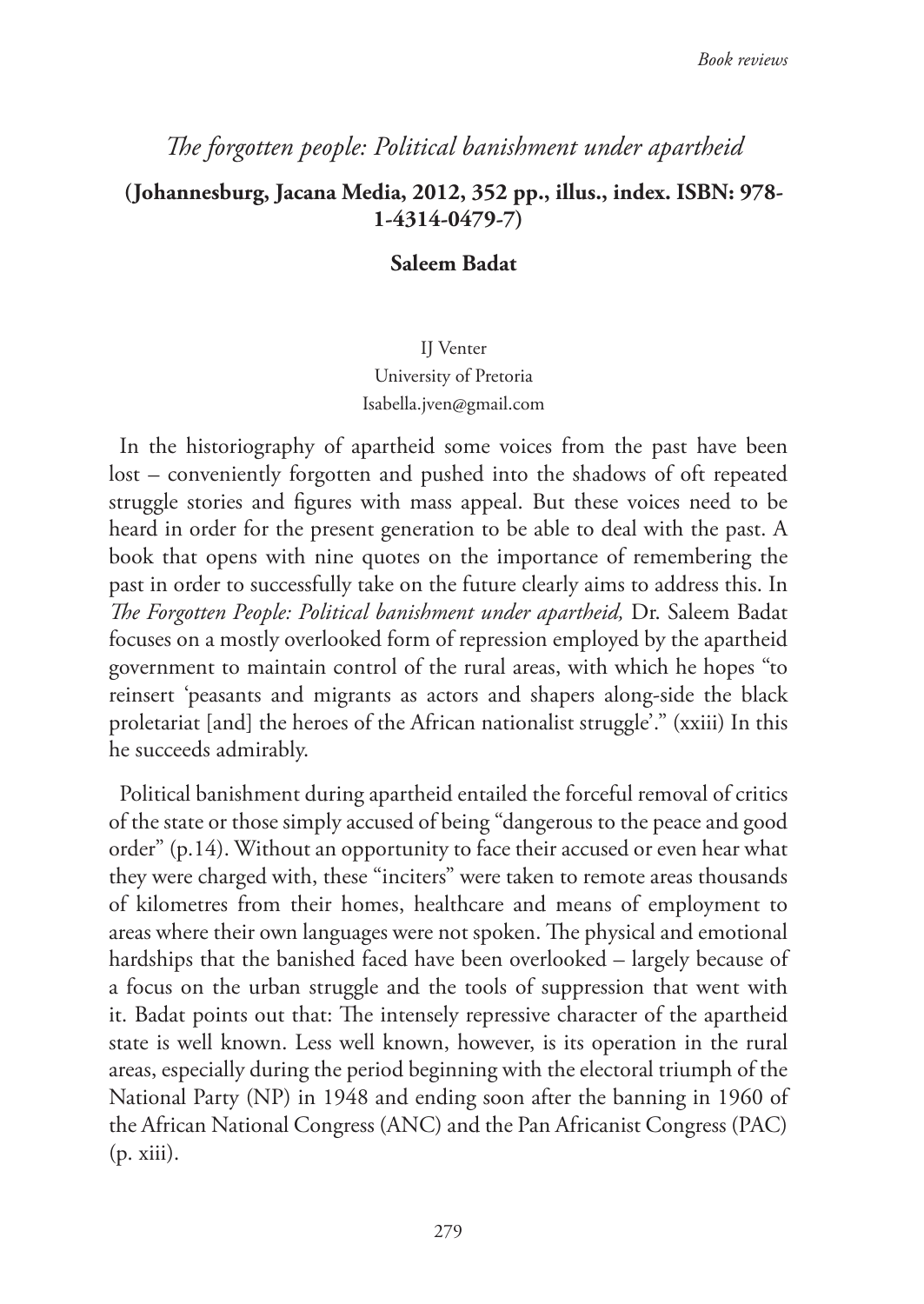## *The forgotten people: Political banishment under apartheid*

**(Johannesburg, Jacana Media, 2012, 352 pp., illus., index. ISBN: 978-1-4314-0479-7)**

**Saleem Badat**

IJ Venter
University of Pretoria
Isabella.jven@gmail.com

In the historiography of apartheid some voices from the past have been lost – conveniently forgotten and pushed into the shadows of oft repeated struggle stories and figures with mass appeal. But these voices need to be heard in order for the present generation to be able to deal with the past. A book that opens with nine quotes on the importance of remembering the past in order to successfully take on the future clearly aims to address this. In *The Forgotten People: Political banishment under apartheid,* Dr. Saleem Badat focuses on a mostly overlooked form of repression employed by the apartheid government to maintain control of the rural areas, with which he hopes "to reinsert 'peasants and migrants as actors and shapers along-side the black proletariat [and] the heroes of the African nationalist struggle'." (xxiii) In this he succeeds admirably.

Political banishment during apartheid entailed the forceful removal of critics of the state or those simply accused of being "dangerous to the peace and good order" (p.14). Without an opportunity to face their accused or even hear what they were charged with, these "inciters" were taken to remote areas thousands of kilometres from their homes, healthcare and means of employment to areas where their own languages were not spoken. The physical and emotional hardships that the banished faced have been overlooked – largely because of a focus on the urban struggle and the tools of suppression that went with it. Badat points out that: The intensely repressive character of the apartheid state is well known. Less well known, however, is its operation in the rural areas, especially during the period beginning with the electoral triumph of the National Party (NP) in 1948 and ending soon after the banning in 1960 of the African National Congress (ANC) and the Pan Africanist Congress (PAC) (p. xiii).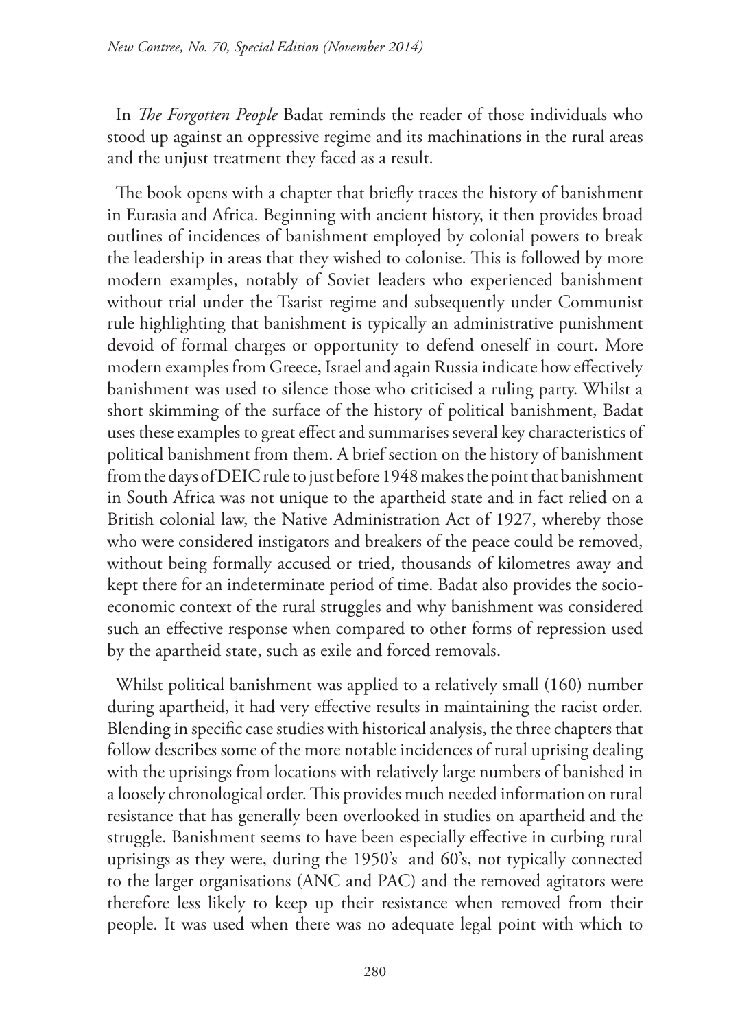In *The Forgotten People* Badat reminds the reader of those individuals who stood up against an oppressive regime and its machinations in the rural areas and the unjust treatment they faced as a result.

The book opens with a chapter that briefly traces the history of banishment in Eurasia and Africa. Beginning with ancient history, it then provides broad outlines of incidences of banishment employed by colonial powers to break the leadership in areas that they wished to colonise. This is followed by more modern examples, notably of Soviet leaders who experienced banishment without trial under the Tsarist regime and subsequently under Communist rule highlighting that banishment is typically an administrative punishment devoid of formal charges or opportunity to defend oneself in court. More modern examples from Greece, Israel and again Russia indicate how effectively banishment was used to silence those who criticised a ruling party. Whilst a short skimming of the surface of the history of political banishment, Badat uses these examples to great effect and summarises several key characteristics of political banishment from them. A brief section on the history of banishment from the days of DEIC rule to just before 1948 makes the point that banishment in South Africa was not unique to the apartheid state and in fact relied on a British colonial law, the Native Administration Act of 1927, whereby those who were considered instigators and breakers of the peace could be removed, without being formally accused or tried, thousands of kilometres away and kept there for an indeterminate period of time. Badat also provides the socio-economic context of the rural struggles and why banishment was considered such an effective response when compared to other forms of repression used by the apartheid state, such as exile and forced removals.

Whilst political banishment was applied to a relatively small (160) number during apartheid, it had very effective results in maintaining the racist order. Blending in specific case studies with historical analysis, the three chapters that follow describes some of the more notable incidences of rural uprising dealing with the uprisings from locations with relatively large numbers of banished in a loosely chronological order. This provides much needed information on rural resistance that has generally been overlooked in studies on apartheid and the struggle. Banishment seems to have been especially effective in curbing rural uprisings as they were, during the 1950's and 60's, not typically connected to the larger organisations (ANC and PAC) and the removed agitators were therefore less likely to keep up their resistance when removed from their people. It was used when there was no adequate legal point with which to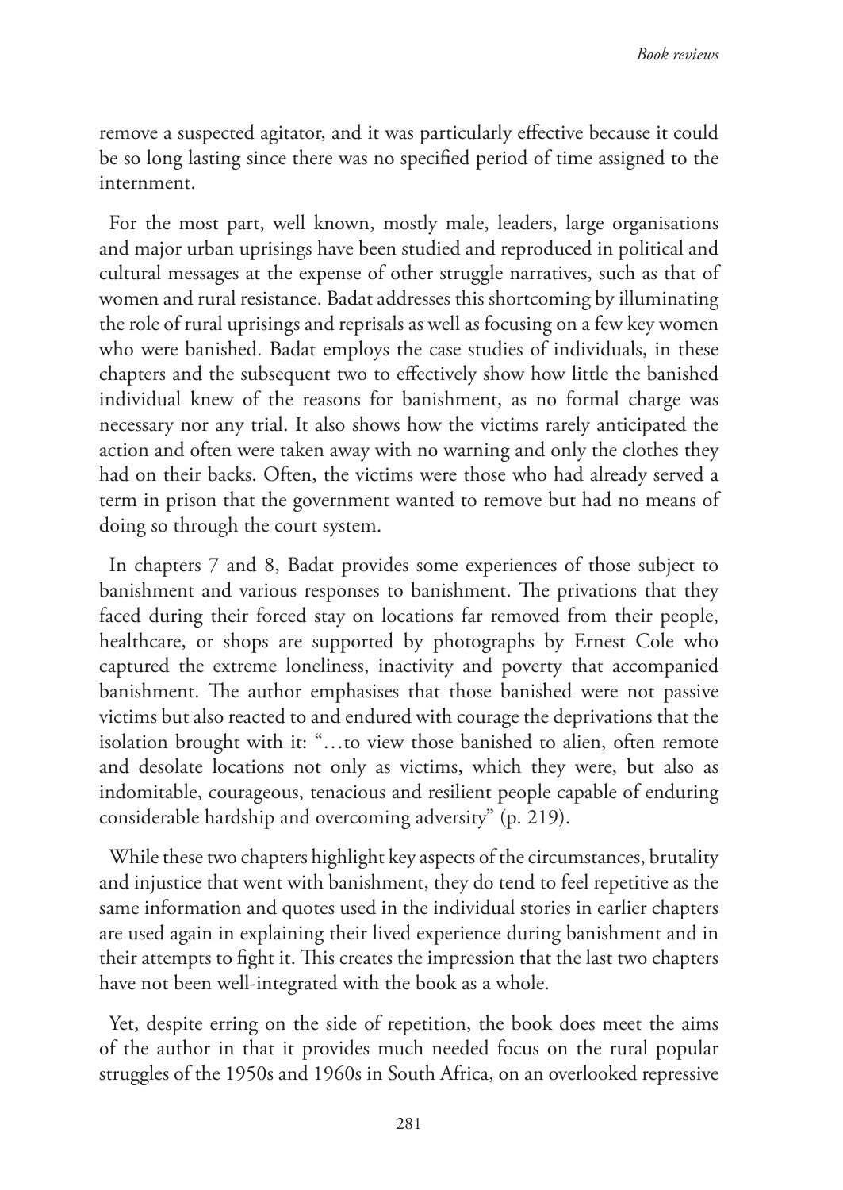remove a suspected agitator, and it was particularly effective because it could be so long lasting since there was no specified period of time assigned to the internment.

For the most part, well known, mostly male, leaders, large organisations and major urban uprisings have been studied and reproduced in political and cultural messages at the expense of other struggle narratives, such as that of women and rural resistance. Badat addresses this shortcoming by illuminating the role of rural uprisings and reprisals as well as focusing on a few key women who were banished. Badat employs the case studies of individuals, in these chapters and the subsequent two to effectively show how little the banished individual knew of the reasons for banishment, as no formal charge was necessary nor any trial. It also shows how the victims rarely anticipated the action and often were taken away with no warning and only the clothes they had on their backs. Often, the victims were those who had already served a term in prison that the government wanted to remove but had no means of doing so through the court system.

In chapters 7 and 8, Badat provides some experiences of those subject to banishment and various responses to banishment. The privations that they faced during their forced stay on locations far removed from their people, healthcare, or shops are supported by photographs by Ernest Cole who captured the extreme loneliness, inactivity and poverty that accompanied banishment. The author emphasises that those banished were not passive victims but also reacted to and endured with courage the deprivations that the isolation brought with it: "…to view those banished to alien, often remote and desolate locations not only as victims, which they were, but also as indomitable, courageous, tenacious and resilient people capable of enduring considerable hardship and overcoming adversity" (p. 219).

While these two chapters highlight key aspects of the circumstances, brutality and injustice that went with banishment, they do tend to feel repetitive as the same information and quotes used in the individual stories in earlier chapters are used again in explaining their lived experience during banishment and in their attempts to fight it. This creates the impression that the last two chapters have not been well-integrated with the book as a whole.

Yet, despite erring on the side of repetition, the book does meet the aims of the author in that it provides much needed focus on the rural popular struggles of the 1950s and 1960s in South Africa, on an overlooked repressive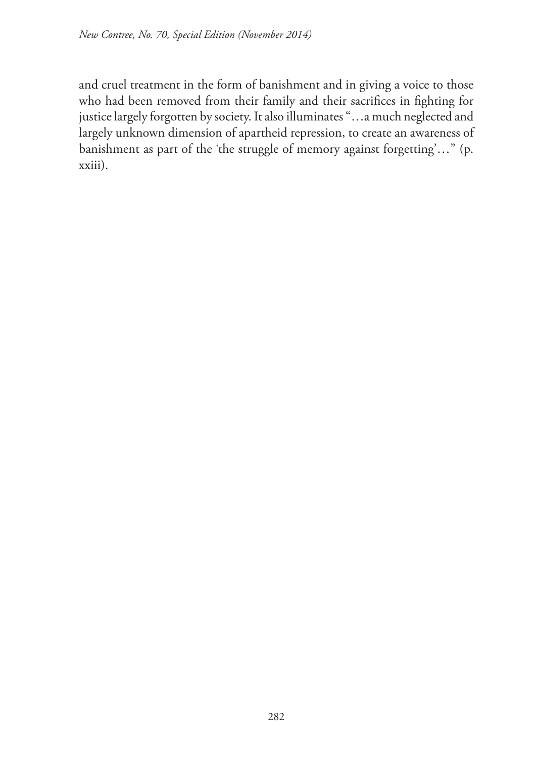and cruel treatment in the form of banishment and in giving a voice to those who had been removed from their family and their sacrifices in fighting for justice largely forgotten by society. It also illuminates "…a much neglected and largely unknown dimension of apartheid repression, to create an awareness of banishment as part of the 'the struggle of memory against forgetting'…" (p. xxiii).